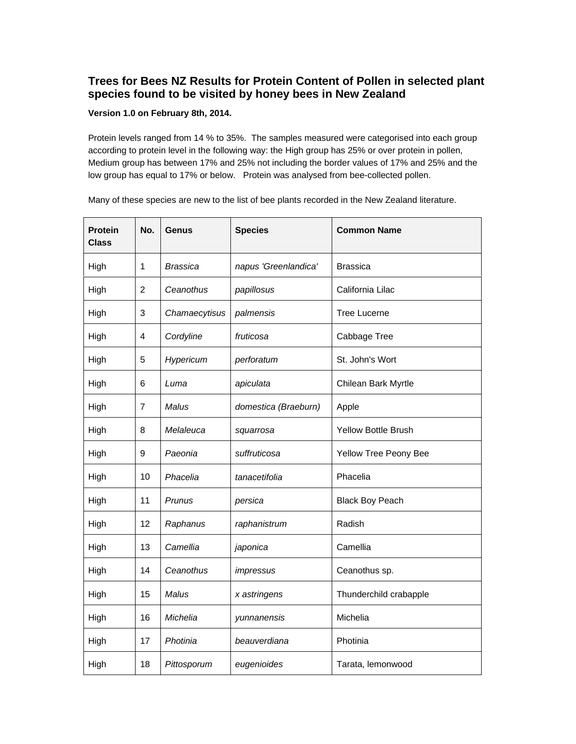# Trees for Bees NZ Results for Protein Content of Pollen in selected plant species found to be visited by honey bees in New Zealand

**Version 1.0 on February 8th, 2014.**

Protein levels ranged from 14 % to 35%. The samples measured were categorised into each group according to protein level in the following way: the High group has 25% or over protein in pollen, Medium group has between 17% and 25% not including the border values of 17% and 25% and the low group has equal to 17% or below. Protein was analysed from bee-collected pollen.

Many of these species are new to the list of bee plants recorded in the New Zealand literature.

| Protein Class | No. | Genus | Species | Common Name |
|---|---|---|---|---|
| High | 1 | *Brassica* | *napus 'Greenlandica'* | Brassica |
| High | 2 | *Ceanothus* | *papillosus* | California Lilac |
| High | 3 | *Chamaecytisus* | *palmensis* | Tree Lucerne |
| High | 4 | *Cordyline* | *fruticosa* | Cabbage Tree |
| High | 5 | *Hypericum* | *perforatum* | St. John's Wort |
| High | 6 | *Luma* | *apiculata* | Chilean Bark Myrtle |
| High | 7 | *Malus* | *domestica (Braeburn)* | Apple |
| High | 8 | *Melaleuca* | *squarrosa* | Yellow Bottle Brush |
| High | 9 | *Paeonia* | *suffruticosa* | Yellow Tree Peony Bee |
| High | 10 | *Phacelia* | *tanacetifolia* | Phacelia |
| High | 11 | *Prunus* | *persica* | Black Boy Peach |
| High | 12 | *Raphanus* | *raphanistrum* | Radish |
| High | 13 | *Camellia* | *japonica* | Camellia |
| High | 14 | *Ceanothus* | *impressus* | Ceanothus sp. |
| High | 15 | *Malus* | *x astringens* | Thunderchild crabapple |
| High | 16 | *Michelia* | *yunnanensis* | Michelia |
| High | 17 | *Photinia* | *beauverdiana* | Photinia |
| High | 18 | *Pittosporum* | *eugenioides* | Tarata, lemonwood |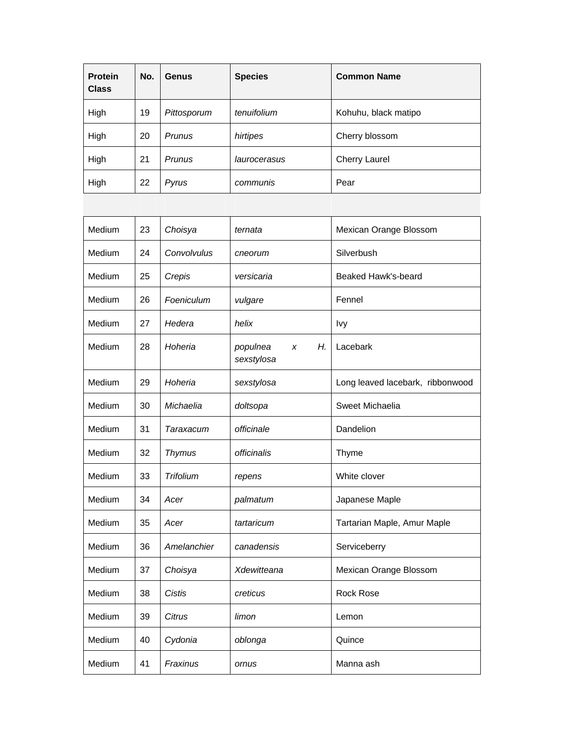| Protein Class | No. | Genus | Species | Common Name |
|---|---|---|---|---|
| High | 19 | *Pittosporum* | *tenuifolium* | Kohuhu, black matipo |
| High | 20 | *Prunus* | *hirtipes* | Cherry blossom |
| High | 21 | *Prunus* | *laurocerasus* | Cherry Laurel |
| High | 22 | *Pyrus* | *communis* | Pear |
| | | | | |
| Medium | 23 | *Choisya* | *ternata* | Mexican Orange Blossom |
| Medium | 24 | *Convolvulus* | *cneorum* | Silverbush |
| Medium | 25 | *Crepis* | *versicaria* | Beaked Hawk's-beard |
| Medium | 26 | *Foeniculum* | *vulgare* | Fennel |
| Medium | 27 | *Hedera* | *helix* | Ivy |
| Medium | 28 | *Hoheria* | *populnea x H. sexstylosa* | Lacebark |
| Medium | 29 | *Hoheria* | *sexstylosa* | Long leaved lacebark, ribbonwood |
| Medium | 30 | *Michaelia* | *doltsopa* | Sweet Michaelia |
| Medium | 31 | *Taraxacum* | *officinale* | Dandelion |
| Medium | 32 | *Thymus* | *officinalis* | Thyme |
| Medium | 33 | *Trifolium* | *repens* | White clover |
| Medium | 34 | *Acer* | *palmatum* | Japanese Maple |
| Medium | 35 | *Acer* | *tartaricum* | Tartarian Maple, Amur Maple |
| Medium | 36 | *Amelanchier* | *canadensis* | Serviceberry |
| Medium | 37 | *Choisya* | *Xdewitteana* | Mexican Orange Blossom |
| Medium | 38 | *Cistis* | *creticus* | Rock Rose |
| Medium | 39 | *Citrus* | *limon* | Lemon |
| Medium | 40 | *Cydonia* | *oblonga* | Quince |
| Medium | 41 | *Fraxinus* | *ornus* | Manna ash |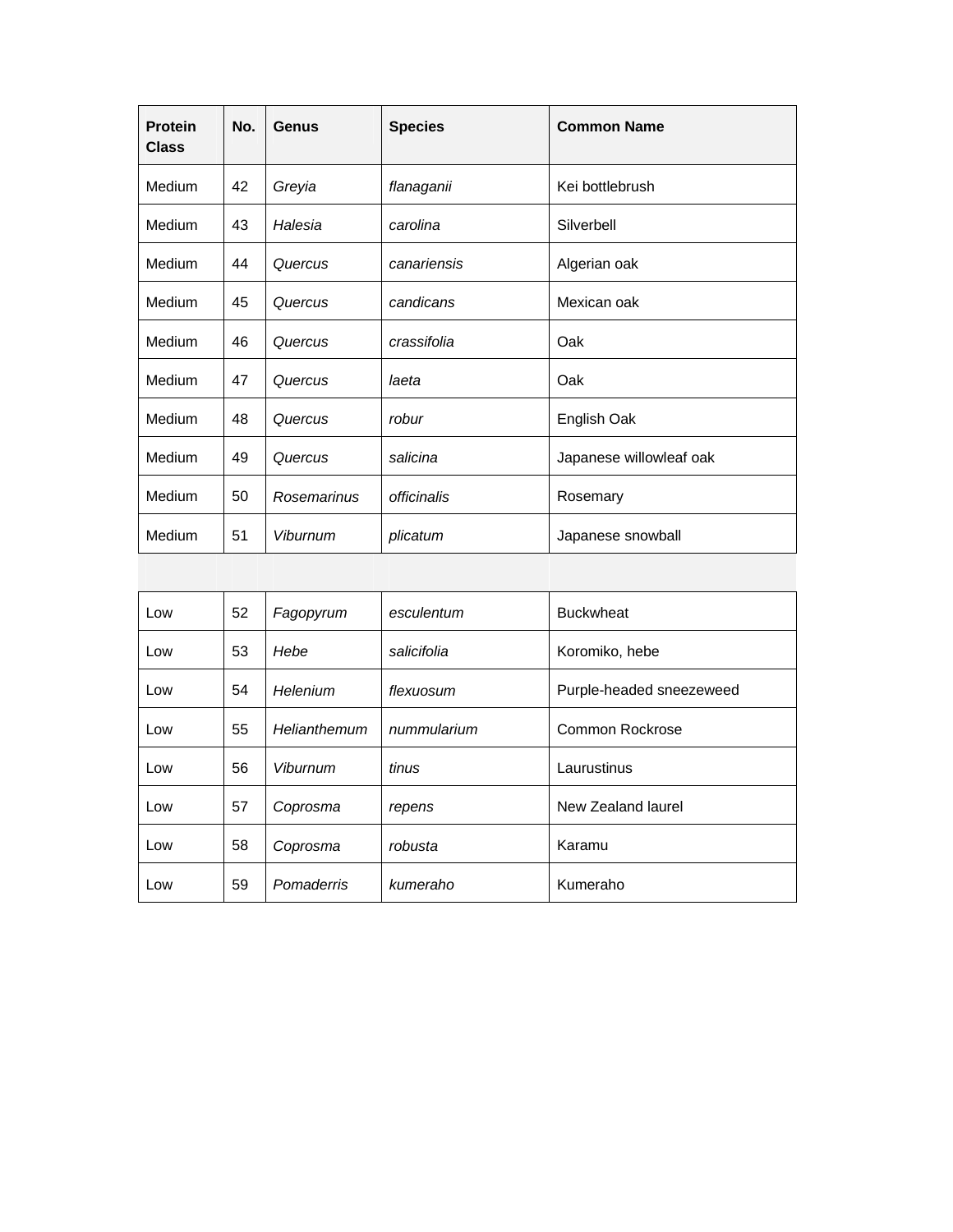| Protein Class | No. | Genus | Species | Common Name |
|---|---|---|---|---|
| Medium | 42 | *Greyia* | *flanaganii* | Kei bottlebrush |
| Medium | 43 | *Halesia* | *carolina* | Silverbell |
| Medium | 44 | *Quercus* | *canariensis* | Algerian oak |
| Medium | 45 | *Quercus* | *candicans* | Mexican oak |
| Medium | 46 | *Quercus* | *crassifolia* | Oak |
| Medium | 47 | *Quercus* | *laeta* | Oak |
| Medium | 48 | *Quercus* | *robur* | English Oak |
| Medium | 49 | *Quercus* | *salicina* | Japanese willowleaf oak |
| Medium | 50 | *Rosemarinus* | *officinalis* | Rosemary |
| Medium | 51 | *Viburnum* | *plicatum* | Japanese snowball |
| | | | | |
| Low | 52 | *Fagopyrum* | *esculentum* | Buckwheat |
| Low | 53 | *Hebe* | *salicifolia* | Koromiko, hebe |
| Low | 54 | *Helenium* | *flexuosum* | Purple-headed sneezeweed |
| Low | 55 | *Helianthemum* | *nummularium* | Common Rockrose |
| Low | 56 | *Viburnum* | *tinus* | Laurustinus |
| Low | 57 | *Coprosma* | *repens* | New Zealand laurel |
| Low | 58 | *Coprosma* | *robusta* | Karamu |
| Low | 59 | *Pomaderris* | *kumeraho* | Kumeraho |